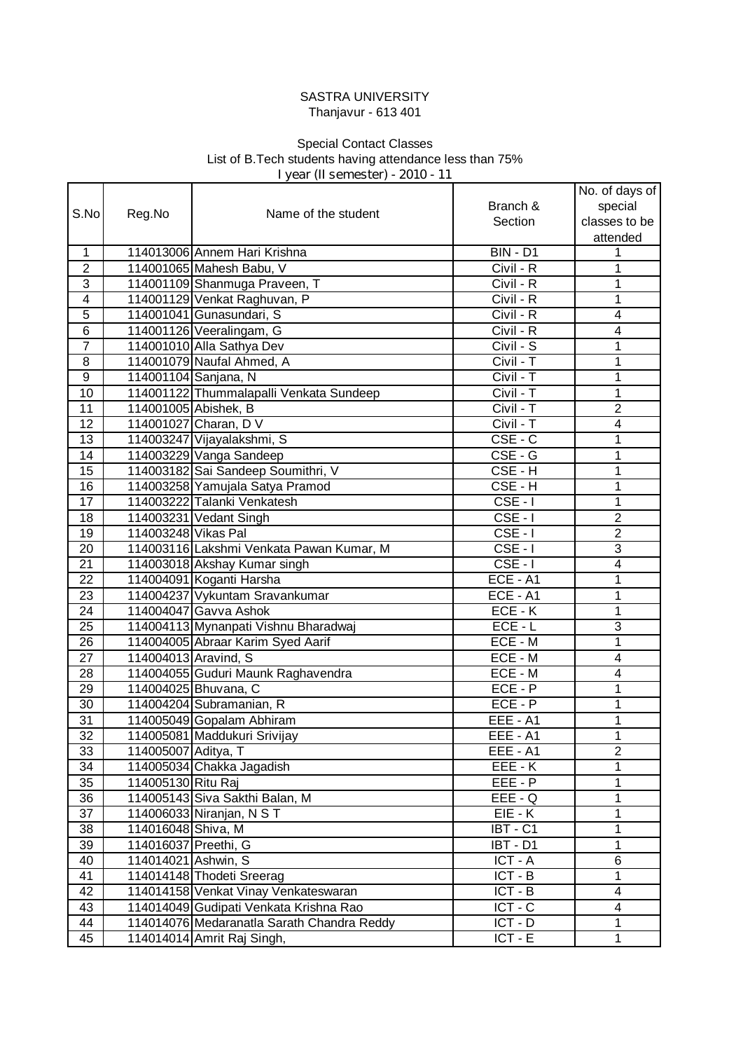SASTRA UNIVERSITY
Thanjavur - 613 401

Special Contact Classes
List of B.Tech students having attendance less than 75%
I year (II semester) - 2010 - 11

| S.No | Reg.No | Name of the student | Branch & Section | No. of days of special classes to be attended |
|---|---|---|---|---|
| 1 | 114013006 | Annem Hari Krishna | BIN - D1 | 1 |
| 2 | 114001065 | Mahesh Babu, V | Civil - R | 1 |
| 3 | 114001109 | Shanmuga Praveen, T | Civil - R | 1 |
| 4 | 114001129 | Venkat Raghuvan, P | Civil - R | 1 |
| 5 | 114001041 | Gunasundari, S | Civil - R | 4 |
| 6 | 114001126 | Veeralingam, G | Civil - R | 4 |
| 7 | 114001010 | Alla Sathya Dev | Civil - S | 1 |
| 8 | 114001079 | Naufal Ahmed, A | Civil - T | 1 |
| 9 | 114001104 | Sanjana, N | Civil - T | 1 |
| 10 | 114001122 | Thummalapalli Venkata Sundeep | Civil - T | 1 |
| 11 | 114001005 | Abishek, B | Civil - T | 2 |
| 12 | 114001027 | Charan, D V | Civil - T | 4 |
| 13 | 114003247 | Vijayalakshmi, S | CSE - C | 1 |
| 14 | 114003229 | Vanga Sandeep | CSE - G | 1 |
| 15 | 114003182 | Sai Sandeep Soumithri, V | CSE - H | 1 |
| 16 | 114003258 | Yamujala Satya Pramod | CSE - H | 1 |
| 17 | 114003222 | Talanki Venkatesh | CSE - I | 1 |
| 18 | 114003231 | Vedant Singh | CSE - I | 2 |
| 19 | 114003248 | Vikas Pal | CSE - I | 2 |
| 20 | 114003116 | Lakshmi Venkata Pawan Kumar, M | CSE - I | 3 |
| 21 | 114003018 | Akshay Kumar singh | CSE - I | 4 |
| 22 | 114004091 | Koganti Harsha | ECE - A1 | 1 |
| 23 | 114004237 | Vykuntam Sravankumar | ECE - A1 | 1 |
| 24 | 114004047 | Gavva Ashok | ECE - K | 1 |
| 25 | 114004113 | Mynanpati Vishnu Bharadwaj | ECE - L | 3 |
| 26 | 114004005 | Abraar Karim Syed Aarif | ECE - M | 1 |
| 27 | 114004013 | Aravind, S | ECE - M | 4 |
| 28 | 114004055 | Guduri Maunk Raghavendra | ECE - M | 4 |
| 29 | 114004025 | Bhuvana, C | ECE - P | 1 |
| 30 | 114004204 | Subramanian, R | ECE - P | 1 |
| 31 | 114005049 | Gopalam Abhiram | EEE - A1 | 1 |
| 32 | 114005081 | Maddukuri Srivijay | EEE - A1 | 1 |
| 33 | 114005007 | Aditya, T | EEE - A1 | 2 |
| 34 | 114005034 | Chakka Jagadish | EEE - K | 1 |
| 35 | 114005130 | Ritu Raj | EEE - P | 1 |
| 36 | 114005143 | Siva Sakthi Balan, M | EEE - Q | 1 |
| 37 | 114006033 | Niranjan, N S T | EIE - K | 1 |
| 38 | 114016048 | Shiva, M | IBT - C1 | 1 |
| 39 | 114016037 | Preethi, G | IBT - D1 | 1 |
| 40 | 114014021 | Ashwin, S | ICT - A | 6 |
| 41 | 114014148 | Thodeti Sreerag | ICT - B | 1 |
| 42 | 114014158 | Venkat Vinay Venkateswaran | ICT - B | 4 |
| 43 | 114014049 | Gudipati Venkata Krishna Rao | ICT - C | 4 |
| 44 | 114014076 | Medaranatla Sarath Chandra Reddy | ICT - D | 1 |
| 45 | 114014014 | Amrit Raj Singh, | ICT - E | 1 |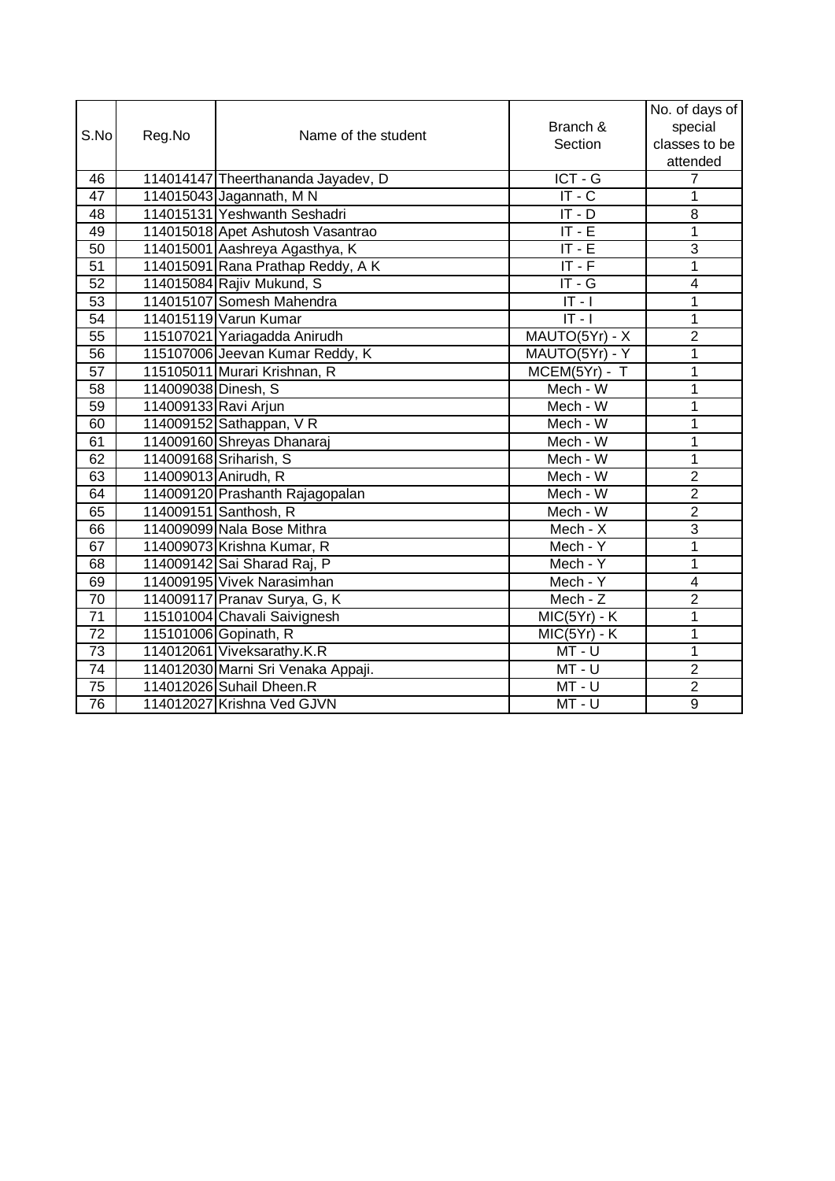| S.No | Reg.No | Name of the student | Branch & Section | No. of days of special classes to be attended |
|---|---|---|---|---|
| 46 | 114014147 | Theerthananda Jayadev, D | ICT - G | 7 |
| 47 | 114015043 | Jagannath, M N | IT - C | 1 |
| 48 | 114015131 | Yeshwanth Seshadri | IT - D | 8 |
| 49 | 114015018 | Apet Ashutosh Vasantrao | IT - E | 1 |
| 50 | 114015001 | Aashreya Agasthya, K | IT - E | 3 |
| 51 | 114015091 | Rana Prathap Reddy, A K | IT - F | 1 |
| 52 | 114015084 | Rajiv Mukund, S | IT - G | 4 |
| 53 | 114015107 | Somesh Mahendra | IT - I | 1 |
| 54 | 114015119 | Varun Kumar | IT - I | 1 |
| 55 | 115107021 | Yariagadda Anirudh | MAUTO(5Yr) - X | 2 |
| 56 | 115107006 | Jeevan Kumar Reddy, K | MAUTO(5Yr) - Y | 1 |
| 57 | 115105011 | Murari Krishnan, R | MCEM(5Yr) - T | 1 |
| 58 | 114009038 | Dinesh, S | Mech - W | 1 |
| 59 | 114009133 | Ravi Arjun | Mech - W | 1 |
| 60 | 114009152 | Sathappan, V R | Mech - W | 1 |
| 61 | 114009160 | Shreyas Dhanaraj | Mech - W | 1 |
| 62 | 114009168 | Sriharish, S | Mech - W | 1 |
| 63 | 114009013 | Anirudh, R | Mech - W | 2 |
| 64 | 114009120 | Prashanth Rajagopalan | Mech - W | 2 |
| 65 | 114009151 | Santhosh, R | Mech - W | 2 |
| 66 | 114009099 | Nala Bose Mithra | Mech - X | 3 |
| 67 | 114009073 | Krishna Kumar, R | Mech - Y | 1 |
| 68 | 114009142 | Sai Sharad Raj, P | Mech - Y | 1 |
| 69 | 114009195 | Vivek Narasimhan | Mech - Y | 4 |
| 70 | 114009117 | Pranav Surya, G, K | Mech - Z | 2 |
| 71 | 115101004 | Chavali Saivignesh | MIC(5Yr) - K | 1 |
| 72 | 115101006 | Gopinath, R | MIC(5Yr) - K | 1 |
| 73 | 114012061 | Viveksarathy.K.R | MT - U | 1 |
| 74 | 114012030 | Marni Sri Venaka Appaji. | MT - U | 2 |
| 75 | 114012026 | Suhail Dheen.R | MT - U | 2 |
| 76 | 114012027 | Krishna Ved GJVN | MT - U | 9 |